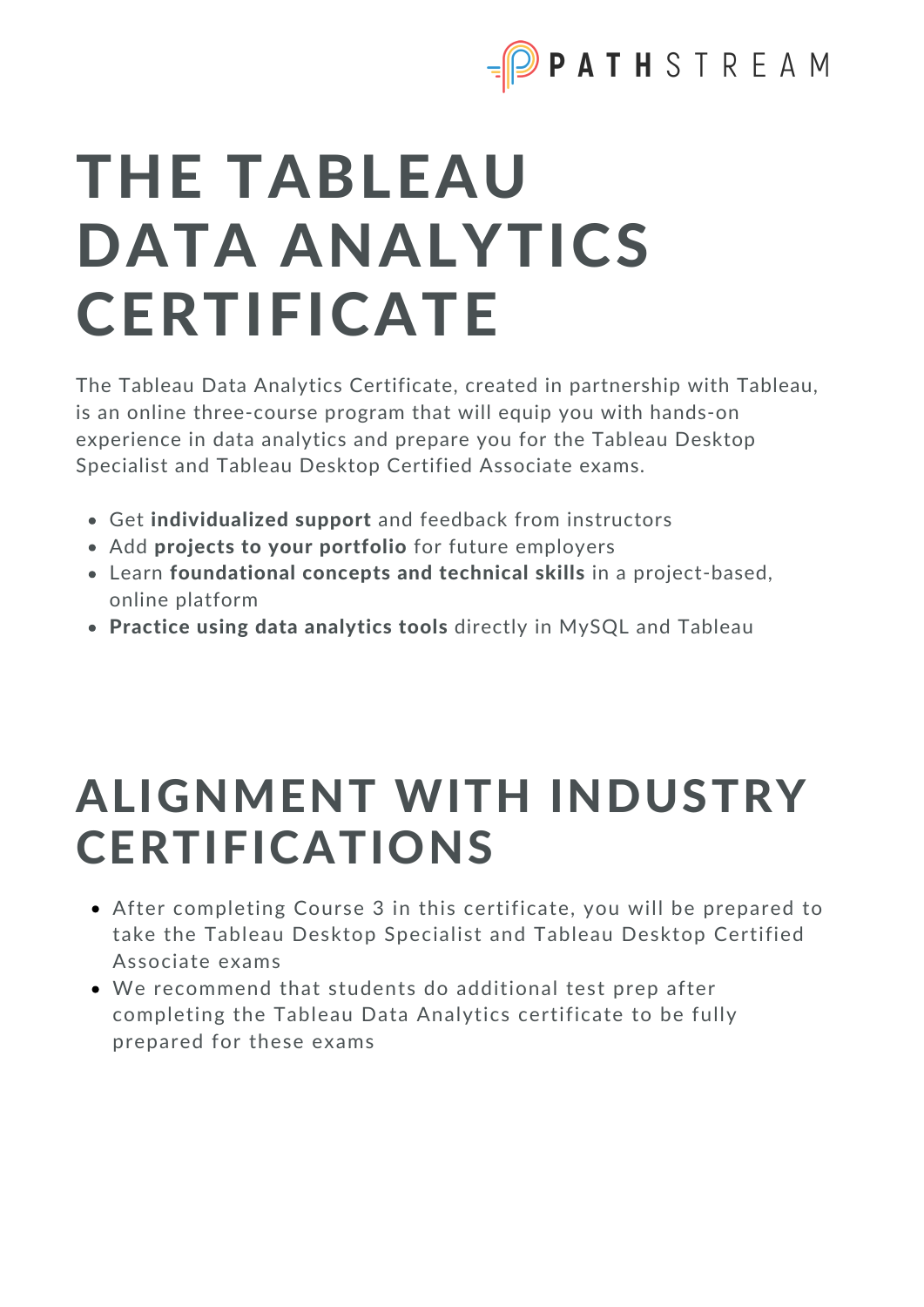# THE TABLEAU DATA ANALYTICS CERTIFICATE

The Tableau Data Analytics Certificate, created in partnership with Tableau, is an online three-course program that will equip you with hands-on experience in data analytics and prepare you for the Tableau Desktop Specialist and Tableau Desktop Certified Associate exams.

- Get **individualized support** and feedback from instructors
- Add **projects to your portfolio** for future employers
- Learn **foundational concepts and technical skills** in a project-based, online platform
- **Practice using data analytics tools** directly in MySQL and Tableau

# ALIGNMENT WITH INDUSTRY CERTIFICATIONS

- After completing Course 3 in this certificate, you will be prepared to take the Tableau Desktop Specialist and Tableau Desktop Certified Associate exams
- We recommend that students do additional test prep after completing the Tableau Data Analytics certificate to be fully prepared for these exams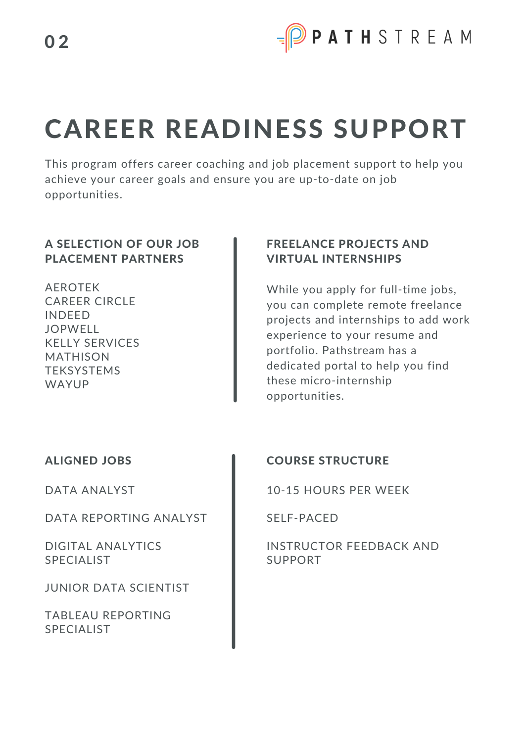# CAREER READINESS SUPPORT

This program offers career coaching and job placement support to help you achieve your career goals and ensure you are up-to-date on job opportunities.

### A SELECTION OF OUR JOB PLACEMENT PARTNERS

AEROTEK
CAREER CIRCLE
INDEED
JOPWELL
KELLY SERVICES
MATHISON
TEKSYSTEMS
WAYUP

### FREELANCE PROJECTS AND VIRTUAL INTERNSHIPS

While you apply for full-time jobs, you can complete remote freelance projects and internships to add work experience to your resume and portfolio. Pathstream has a dedicated portal to help you find these micro-internship opportunities.

### ALIGNED JOBS

DATA ANALYST

DATA REPORTING ANALYST

DIGITAL ANALYTICS SPECIALIST

JUNIOR DATA SCIENTIST

TABLEAU REPORTING SPECIALIST

### COURSE STRUCTURE

10-15 HOURS PER WEEK

SELF-PACED

INSTRUCTOR FEEDBACK AND SUPPORT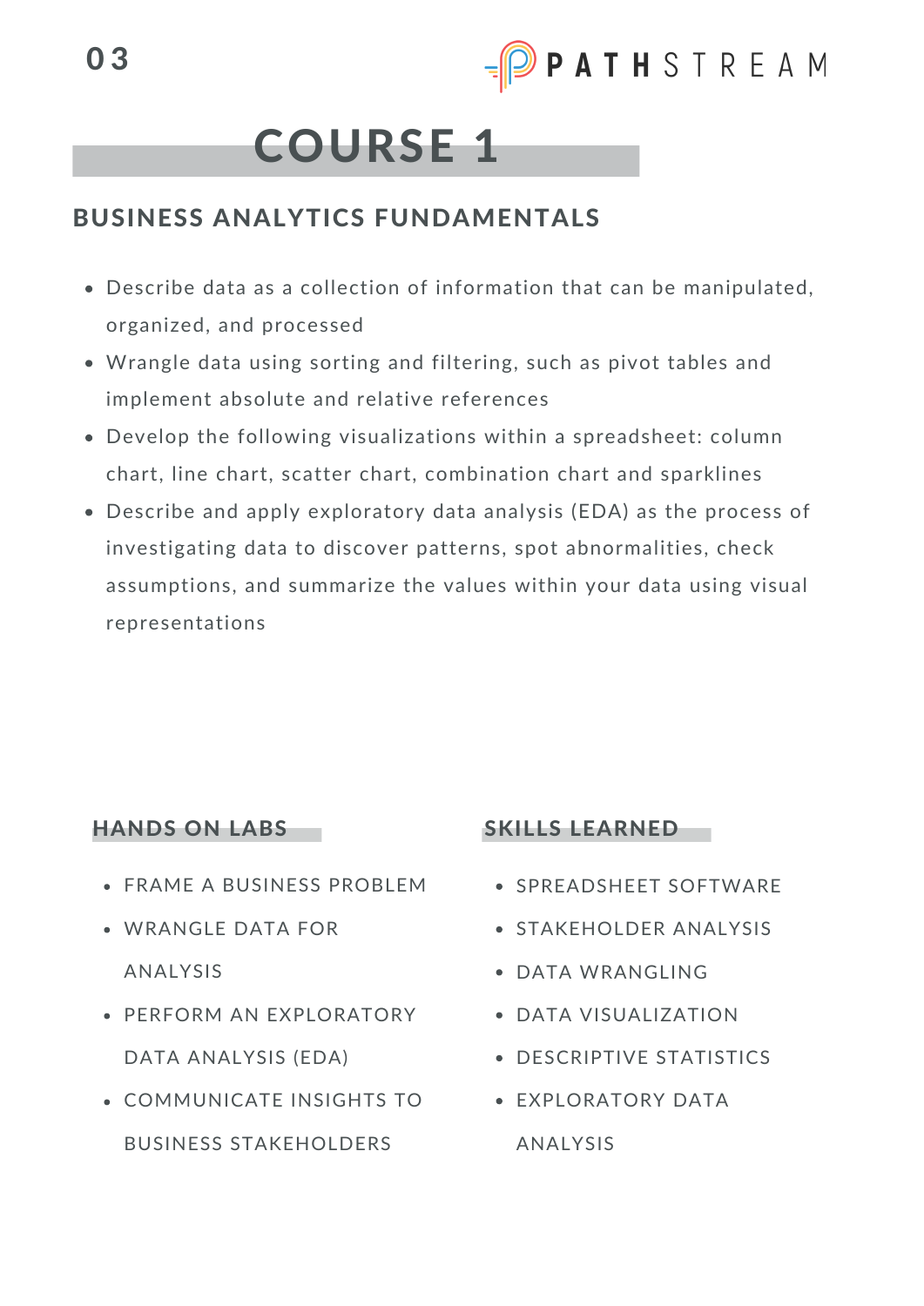# COURSE 1

## BUSINESS ANALYTICS FUNDAMENTALS

- Describe data as a collection of information that can be manipulated, organized, and processed
- Wrangle data using sorting and filtering, such as pivot tables and implement absolute and relative references
- Develop the following visualizations within a spreadsheet: column chart, line chart, scatter chart, combination chart and sparklines
- Describe and apply exploratory data analysis (EDA) as the process of investigating data to discover patterns, spot abnormalities, check assumptions, and summarize the values within your data using visual representations

### HANDS ON LABS

- FRAME A BUSINESS PROBLEM
- WRANGLE DATA FOR ANALYSIS
- PERFORM AN EXPLORATORY DATA ANALYSIS (EDA)
- COMMUNICATE INSIGHTS TO BUSINESS STAKEHOLDERS

### SKILLS LEARNED

- SPREADSHEET SOFTWARE
- STAKEHOLDER ANALYSIS
- DATA WRANGLING
- DATA VISUALIZATION
- DESCRIPTIVE STATISTICS
- EXPLORATORY DATA ANALYSIS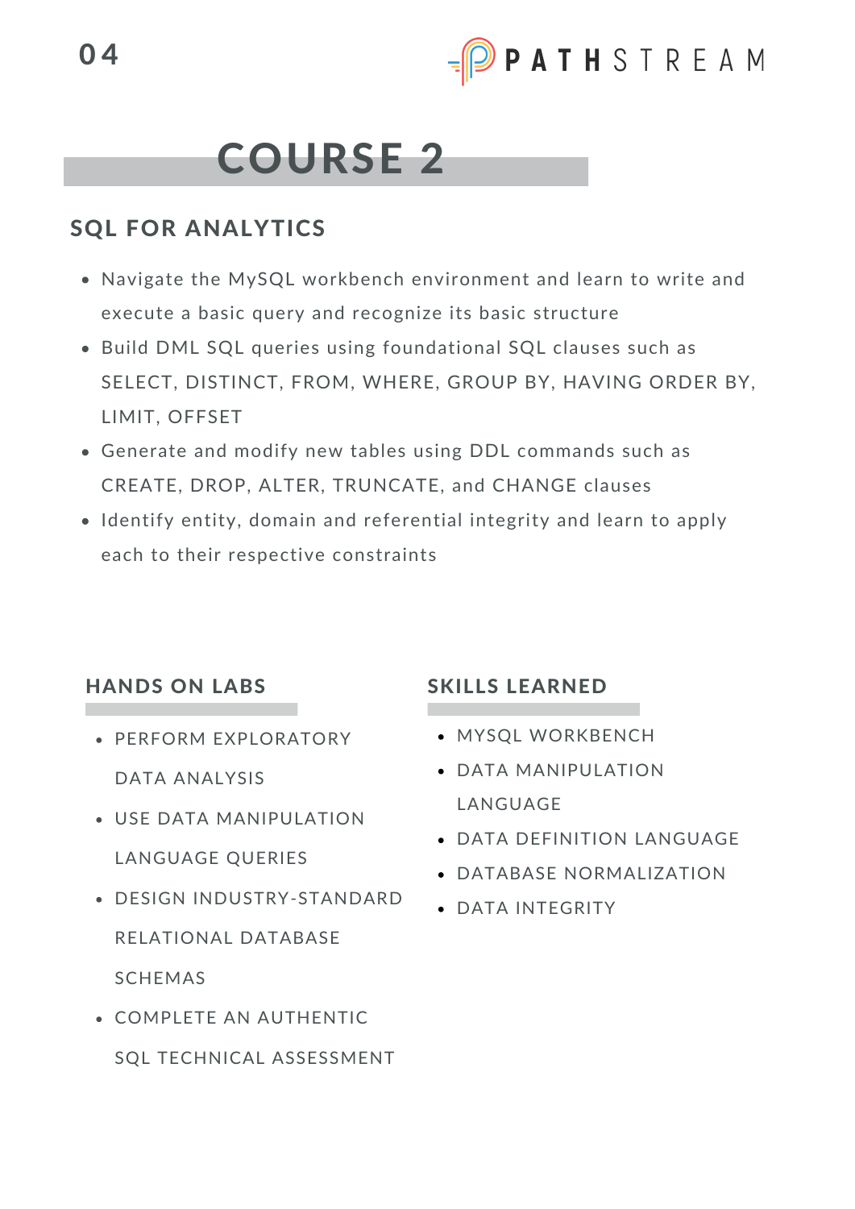# COURSE 2

## SQL FOR ANALYTICS

- Navigate the MySQL workbench environment and learn to write and execute a basic query and recognize its basic structure
- Build DML SQL queries using foundational SQL clauses such as SELECT, DISTINCT, FROM, WHERE, GROUP BY, HAVING ORDER BY, LIMIT, OFFSET
- Generate and modify new tables using DDL commands such as CREATE, DROP, ALTER, TRUNCATE, and CHANGE clauses
- Identify entity, domain and referential integrity and learn to apply each to their respective constraints

### HANDS ON LABS

- PERFORM EXPLORATORY DATA ANALYSIS
- USE DATA MANIPULATION LANGUAGE QUERIES
- DESIGN INDUSTRY-STANDARD RELATIONAL DATABASE SCHEMAS
- COMPLETE AN AUTHENTIC SQL TECHNICAL ASSESSMENT

### SKILLS LEARNED

- MYSQL WORKBENCH
- DATA MANIPULATION LANGUAGE
- DATA DEFINITION LANGUAGE
- DATABASE NORMALIZATION
- DATA INTEGRITY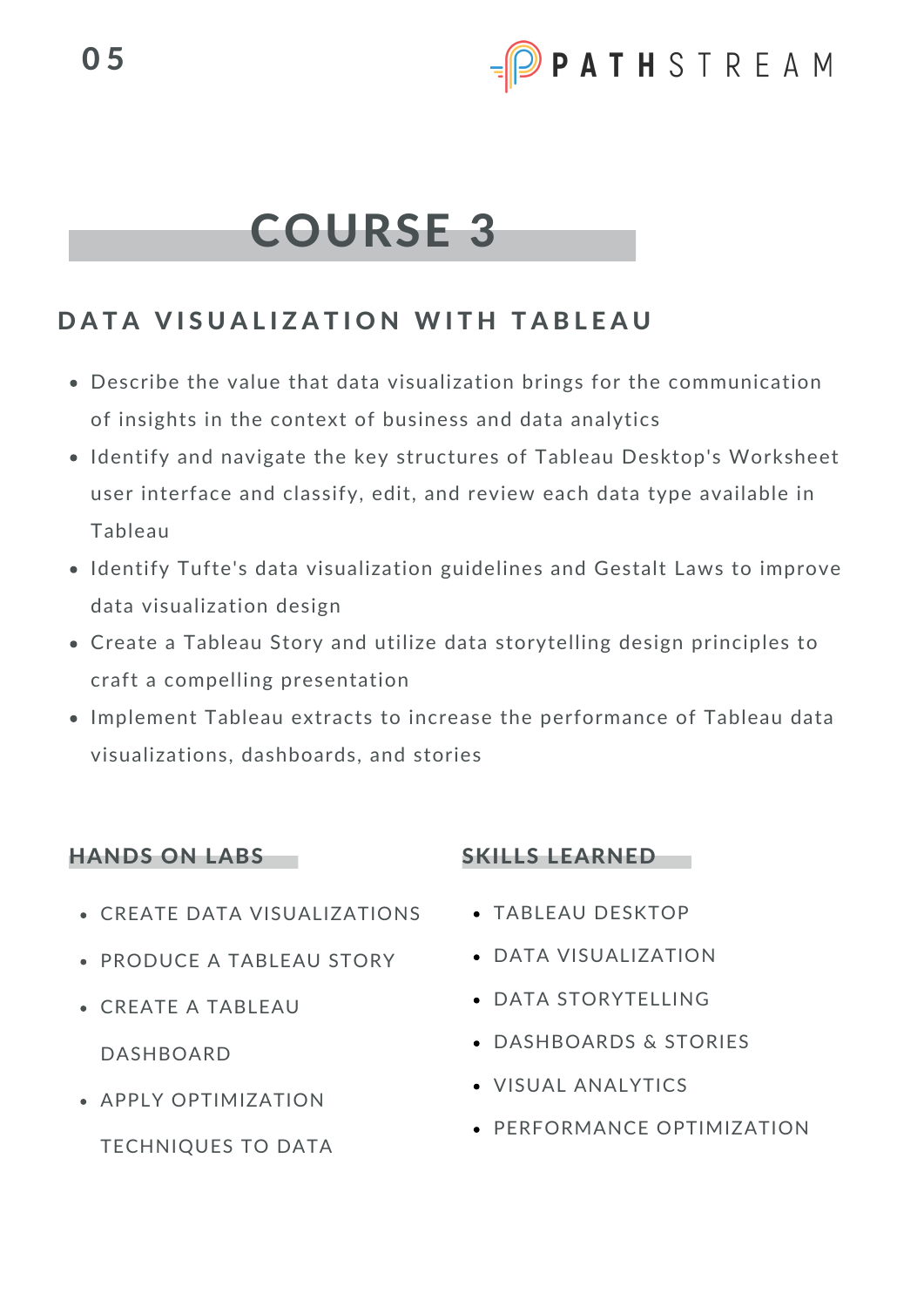# COURSE 3

## DATA VISUALIZATION WITH TABLEAU

- Describe the value that data visualization brings for the communication of insights in the context of business and data analytics
- Identify and navigate the key structures of Tableau Desktop's Worksheet user interface and classify, edit, and review each data type available in Tableau
- Identify Tufte's data visualization guidelines and Gestalt Laws to improve data visualization design
- Create a Tableau Story and utilize data storytelling design principles to craft a compelling presentation
- Implement Tableau extracts to increase the performance of Tableau data visualizations, dashboards, and stories

### HANDS ON LABS

- CREATE DATA VISUALIZATIONS
- PRODUCE A TABLEAU STORY
- CREATE A TABLEAU DASHBOARD
- APPLY OPTIMIZATION TECHNIQUES TO DATA

### SKILLS LEARNED

- TABLEAU DESKTOP
- DATA VISUALIZATION
- DATA STORYTELLING
- DASHBOARDS & STORIES
- VISUAL ANALYTICS
- PERFORMANCE OPTIMIZATION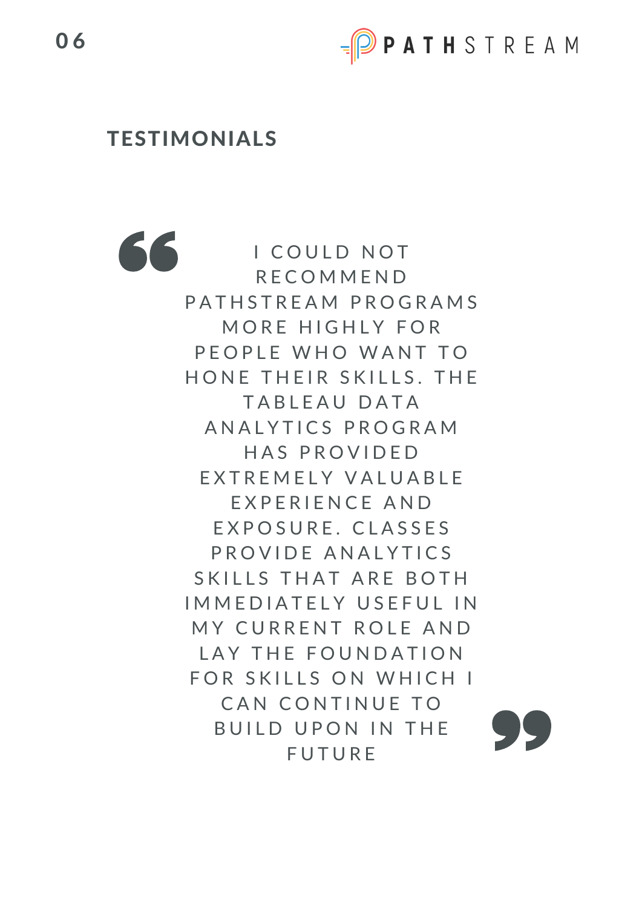## TESTIMONIALS

> I COULD NOT RECOMMEND PATHSTREAM PROGRAMS MORE HIGHLY FOR PEOPLE WHO WANT TO HONE THEIR SKILLS. THE TABLEAU DATA ANALYTICS PROGRAM HAS PROVIDED EXTREMELY VALUABLE EXPERIENCE AND EXPOSURE. CLASSES PROVIDE ANALYTICS SKILLS THAT ARE BOTH IMMEDIATELY USEFUL IN MY CURRENT ROLE AND LAY THE FOUNDATION FOR SKILLS ON WHICH I CAN CONTINUE TO BUILD UPON IN THE FUTURE